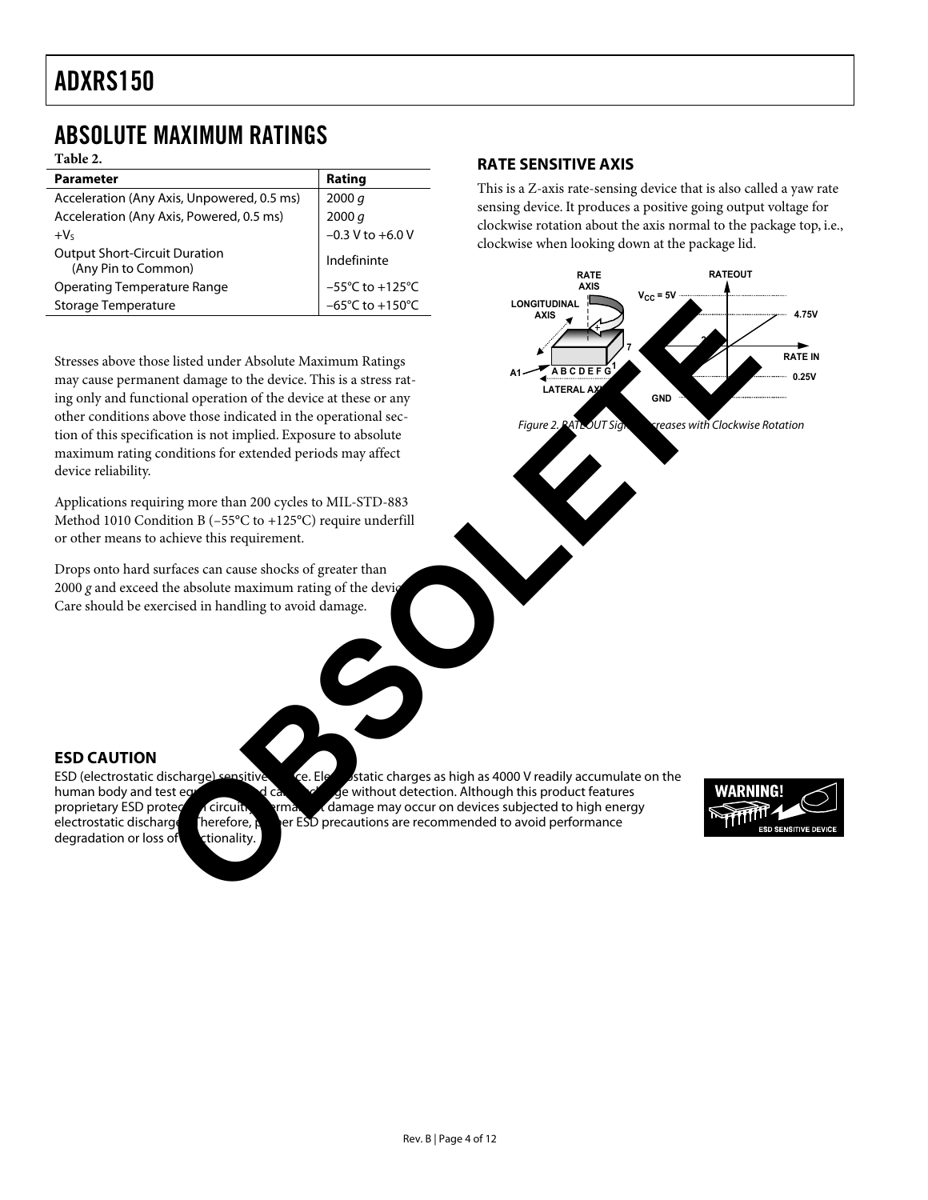## ABSOLUTE MAXIMUM RATINGS

**Table 2.**

| Parameter | Rating |
|---|---|
| Acceleration (Any Axis, Unpowered, 0.5 ms) | 2000 *g* |
| Acceleration (Any Axis, Powered, 0.5 ms) | 2000 *g* |
| $+V_S$ | −0.3 V to +6.0 V |
| Output Short-Circuit Duration (Any Pin to Common) | Indefininte |
| Operating Temperature Range | −55°C to +125°C |
| Storage Temperature | −65°C to +150°C |

Stresses above those listed under Absolute Maximum Ratings may cause permanent damage to the device. This is a stress rating only and functional operation of the device at these or any other conditions above those indicated in the operational section of this specification is not implied. Exposure to absolute maximum rating conditions for extended periods may affect device reliability.

Applications requiring more than 200 cycles to MIL-STD-883 Method 1010 Condition B (−55°C to +125°C) require underfill or other means to achieve this requirement.

Drops onto hard surfaces can cause shocks of greater than 2000 *g* and exceed the absolute maximum rating of the device. Care should be exercised in handling to avoid damage.

### RATE SENSITIVE AXIS

This is a Z-axis rate-sensing device that is also called a yaw rate sensing device. It produces a positive going output voltage for clockwise rotation about the axis normal to the package top, i.e., clockwise when looking down at the package lid.

*Figure 2. RATEOUT Signal Increases with Clockwise Rotation*

### ESD CAUTION

ESD (electrostatic discharge) sensitive device. Electrostatic charges as high as 4000 V readily accumulate on the human body and test equipment and can discharge without detection. Although this product features proprietary ESD protection circuitry, permanent damage may occur on devices subjected to high energy electrostatic discharges. Therefore, proper ESD precautions are recommended to avoid performance degradation or loss of functionality.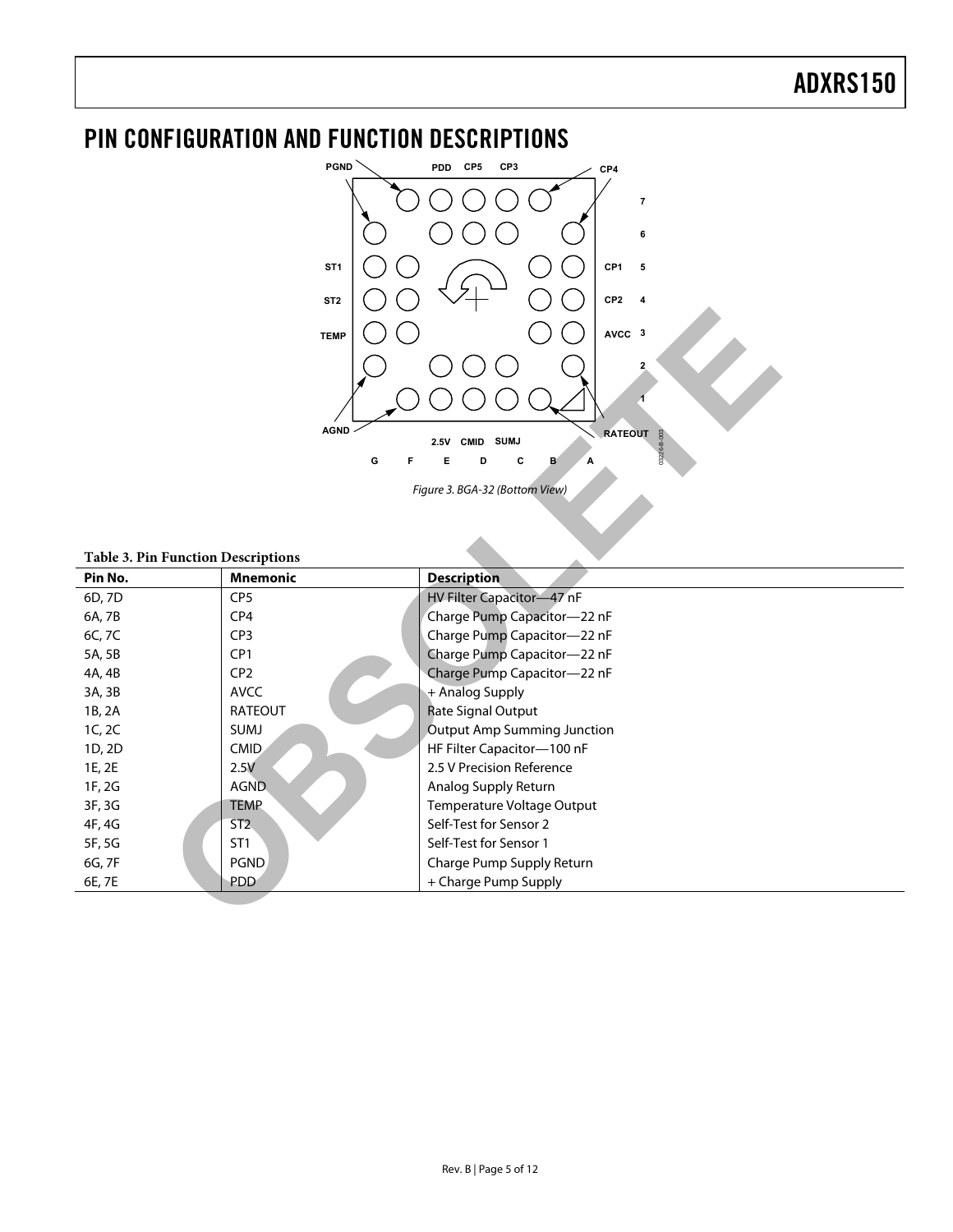## PIN CONFIGURATION AND FUNCTION DESCRIPTIONS

*Figure 3. BGA-32 (Bottom View)*

**Table 3. Pin Function Descriptions**

| Pin No. | Mnemonic | Description |
|---|---|---|
| 6D, 7D | CP5 | HV Filter Capacitor—47 nF |
| 6A, 7B | CP4 | Charge Pump Capacitor—22 nF |
| 6C, 7C | CP3 | Charge Pump Capacitor—22 nF |
| 5A, 5B | CP1 | Charge Pump Capacitor—22 nF |
| 4A, 4B | CP2 | Charge Pump Capacitor—22 nF |
| 3A, 3B | AVCC | + Analog Supply |
| 1B, 2A | RATEOUT | Rate Signal Output |
| 1C, 2C | SUMJ | Output Amp Summing Junction |
| 1D, 2D | CMID | HF Filter Capacitor—100 nF |
| 1E, 2E | 2.5V | 2.5 V Precision Reference |
| 1F, 2G | AGND | Analog Supply Return |
| 3F, 3G | TEMP | Temperature Voltage Output |
| 4F, 4G | ST2 | Self-Test for Sensor 2 |
| 5F, 5G | ST1 | Self-Test for Sensor 1 |
| 6G, 7F | PGND | Charge Pump Supply Return |
| 6E, 7E | PDD | + Charge Pump Supply |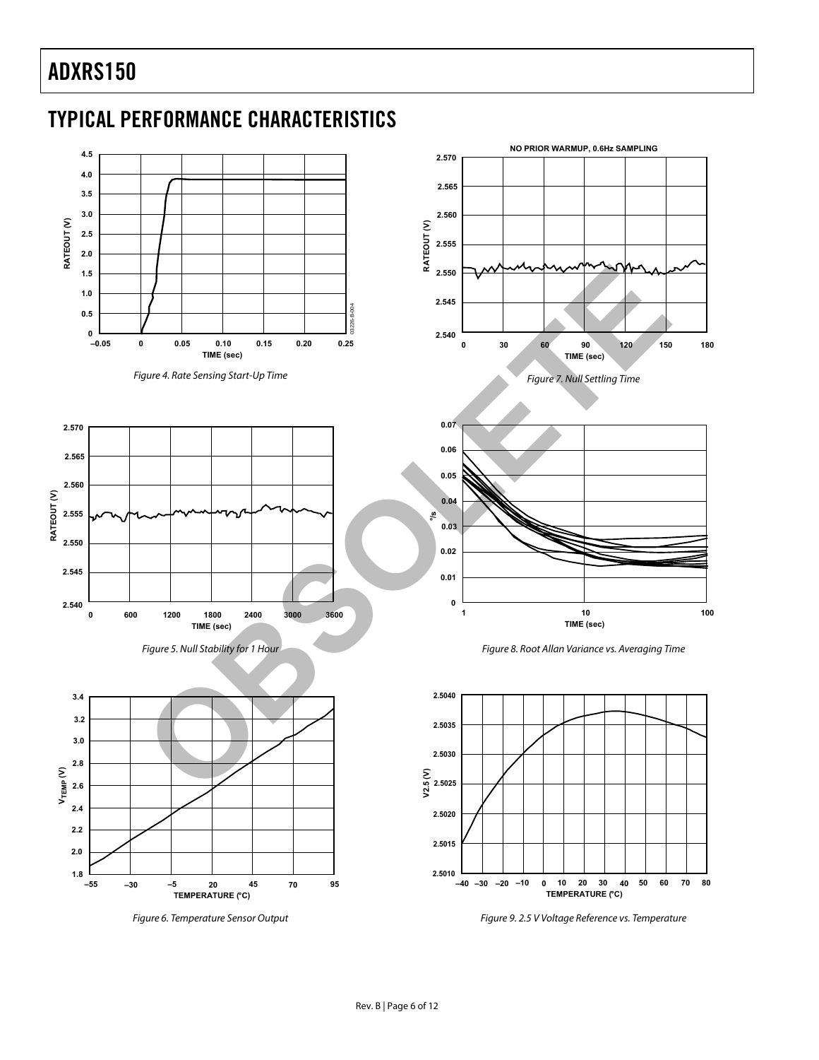## TYPICAL PERFORMANCE CHARACTERISTICS

Figure 4. Rate Sensing Start-Up Time

Figure 5. Null Stability for 1 Hour

Figure 6. Temperature Sensor Output

NO PRIOR WARMUP, 0.6Hz SAMPLING

Figure 7. Null Settling Time

Figure 8. Root Allan Variance vs. Averaging Time

Figure 9. 2.5 V Voltage Reference vs. Temperature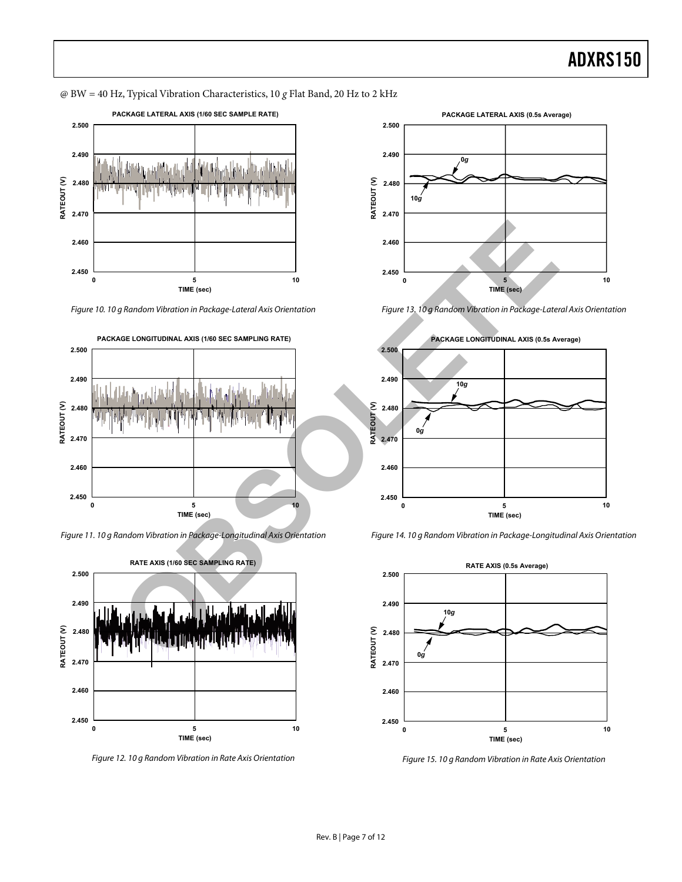@ BW = 40 Hz, Typical Vibration Characteristics, 10 *g* Flat Band, 20 Hz to 2 kHz

Figure 10. 10 g Random Vibration in Package-Lateral Axis Orientation

Figure 11. 10 g Random Vibration in Package-Longitudinal Axis Orientation

Figure 12. 10 g Random Vibration in Rate Axis Orientation

Figure 13. 10 g Random Vibration in Package-Lateral Axis Orientation

Figure 14. 10 g Random Vibration in Package-Longitudinal Axis Orientation

Figure 15. 10 g Random Vibration in Rate Axis Orientation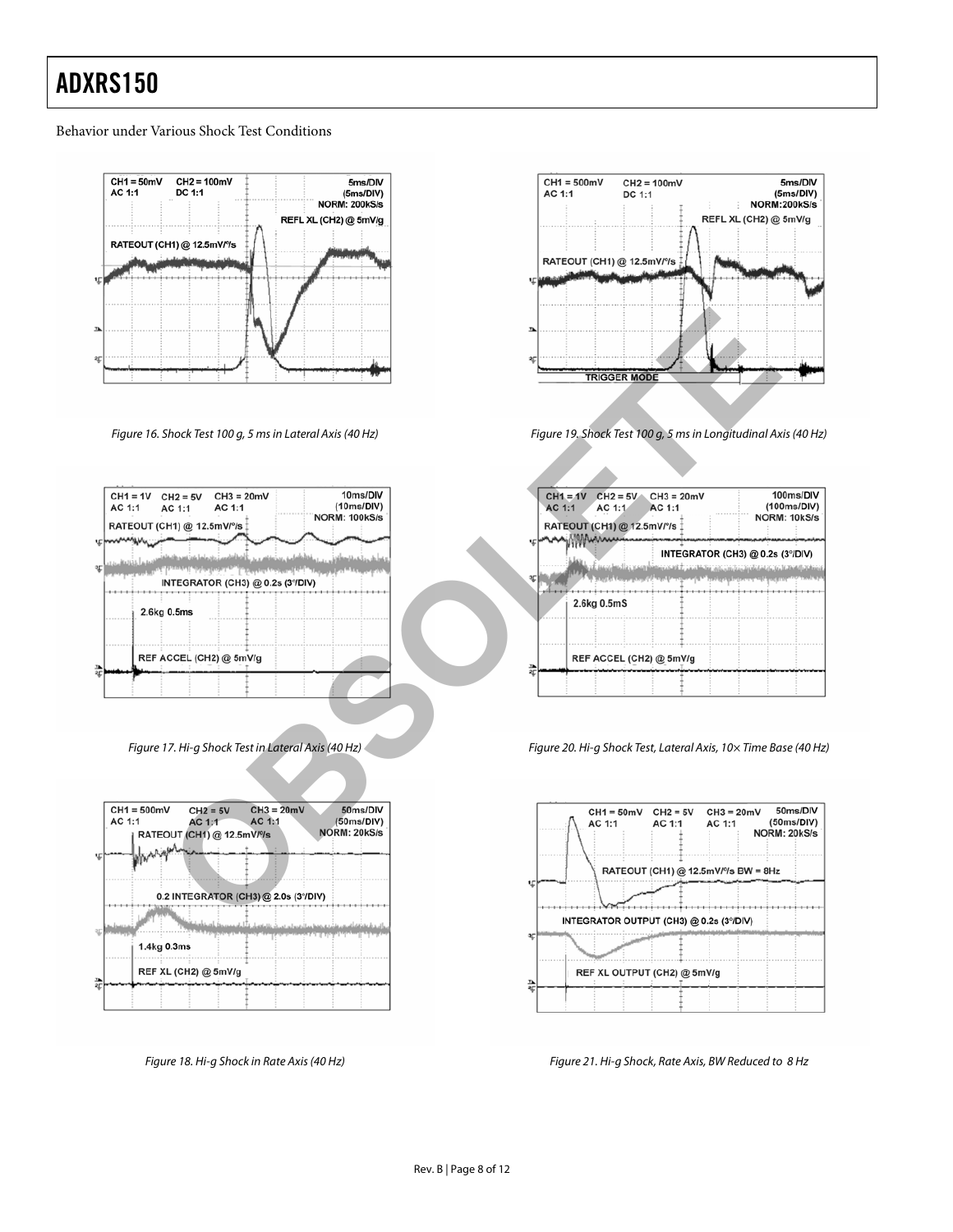Behavior under Various Shock Test Conditions

Figure 16. Shock Test 100 g, 5 ms in Lateral Axis (40 Hz)

Figure 19. Shock Test 100 g, 5 ms in Longitudinal Axis (40 Hz)

Figure 17. Hi-g Shock Test in Lateral Axis (40 Hz)

Figure 20. Hi-g Shock Test, Lateral Axis, 10× Time Base (40 Hz)

Figure 18. Hi-g Shock in Rate Axis (40 Hz)

Figure 21. Hi-g Shock, Rate Axis, BW Reduced to 8 Hz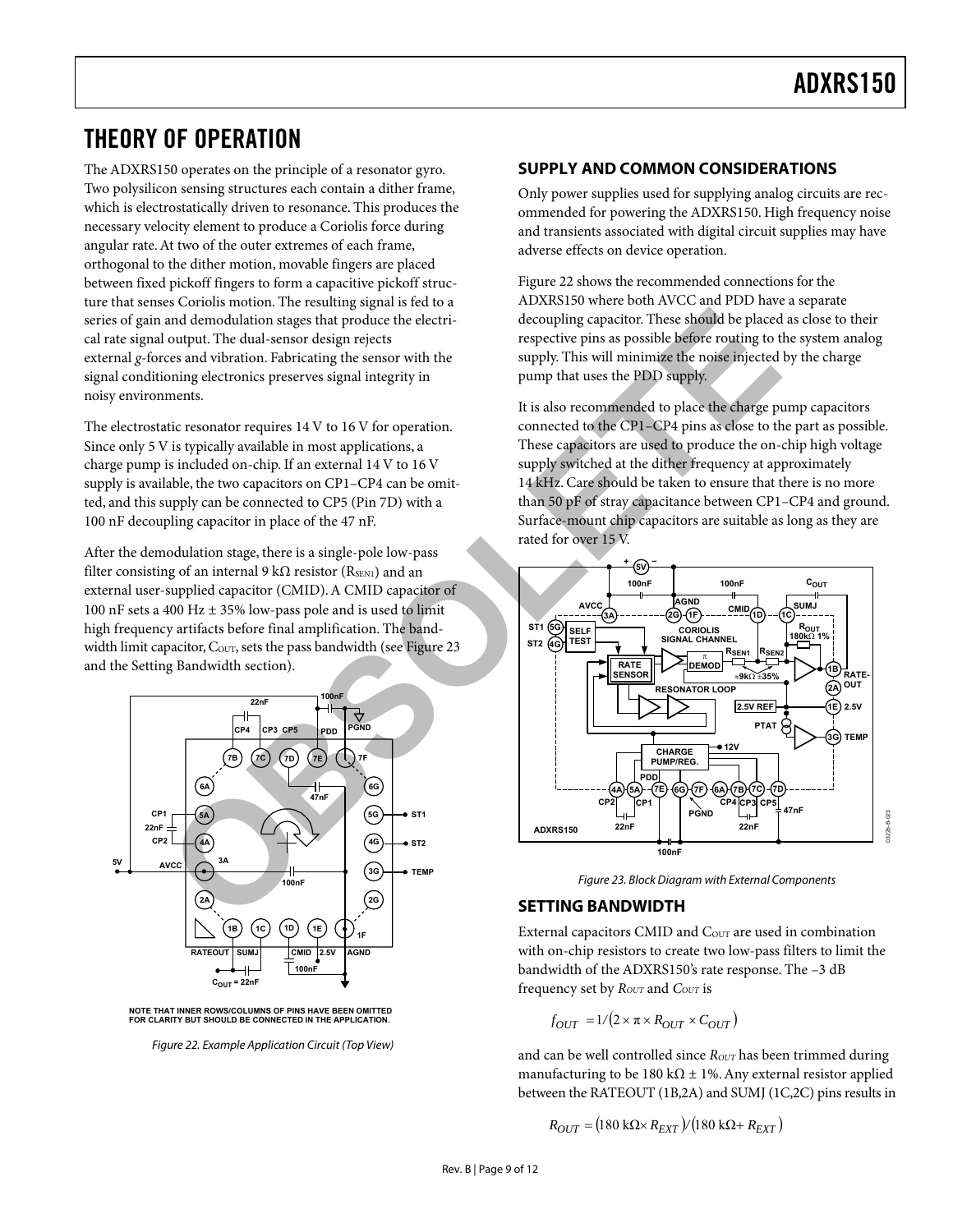# THEORY OF OPERATION

The ADXRS150 operates on the principle of a resonator gyro. Two polysilicon sensing structures each contain a dither frame, which is electrostatically driven to resonance. This produces the necessary velocity element to produce a Coriolis force during angular rate. At two of the outer extremes of each frame, orthogonal to the dither motion, movable fingers are placed between fixed pickoff fingers to form a capacitive pickoff structure that senses Coriolis motion. The resulting signal is fed to a series of gain and demodulation stages that produce the electrical rate signal output. The dual-sensor design rejects external *g*-forces and vibration. Fabricating the sensor with the signal conditioning electronics preserves signal integrity in noisy environments.

The electrostatic resonator requires 14 V to 16 V for operation. Since only 5 V is typically available in most applications, a charge pump is included on-chip. If an external 14 V to 16 V supply is available, the two capacitors on CP1–CP4 can be omitted, and this supply can be connected to CP5 (Pin 7D) with a 100 nF decoupling capacitor in place of the 47 nF.

After the demodulation stage, there is a single-pole low-pass filter consisting of an internal 9 kΩ resistor ($R_{SEN1}$) and an external user-supplied capacitor (CMID). A CMID capacitor of 100 nF sets a 400 Hz ± 35% low-pass pole and is used to limit high frequency artifacts before final amplification. The bandwidth limit capacitor, $C_{OUT}$, sets the pass bandwidth (see Figure 23 and the Setting Bandwidth section).

Figure 22. Example Application Circuit (Top View)

## SUPPLY AND COMMON CONSIDERATIONS

Only power supplies used for supplying analog circuits are recommended for powering the ADXRS150. High frequency noise and transients associated with digital circuit supplies may have adverse effects on device operation.

Figure 22 shows the recommended connections for the ADXRS150 where both AVCC and PDD have a separate decoupling capacitor. These should be placed as close to their respective pins as possible before routing to the system analog supply. This will minimize the noise injected by the charge pump that uses the PDD supply.

It is also recommended to place the charge pump capacitors connected to the CP1–CP4 pins as close to the part as possible. These capacitors are used to produce the on-chip high voltage supply switched at the dither frequency at approximately 14 kHz. Care should be taken to ensure that there is no more than 50 pF of stray capacitance between CP1–CP4 and ground. Surface-mount chip capacitors are suitable as long as they are rated for over 15 V.

Figure 23. Block Diagram with External Components

## SETTING BANDWIDTH

External capacitors CMID and $C_{OUT}$ are used in combination with on-chip resistors to create two low-pass filters to limit the bandwidth of the ADXRS150's rate response. The –3 dB frequency set by $R_{OUT}$ and $C_{OUT}$ is

$$f_{OUT} = 1/(2 \times \pi \times R_{OUT} \times C_{OUT})$$

and can be well controlled since $R_{OUT}$ has been trimmed during manufacturing to be 180 kΩ ± 1%. Any external resistor applied between the RATEOUT (1B,2A) and SUMJ (1C,2C) pins results in

$$R_{OUT} = (180\ \text{k}\Omega \times R_{EXT})/(180\ \text{k}\Omega + R_{EXT})$$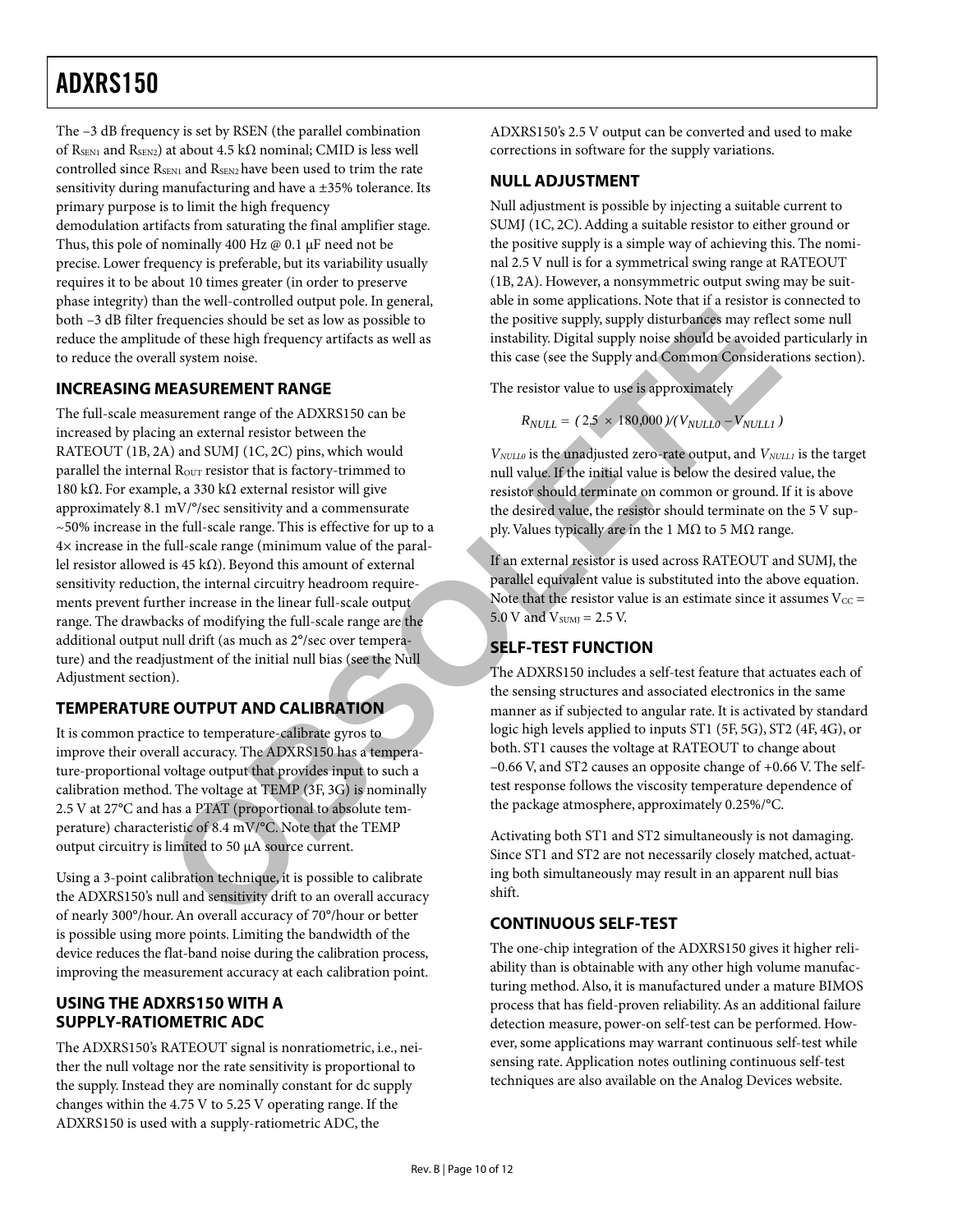The –3 dB frequency is set by RSEN (the parallel combination of $R_{SEN1}$ and $R_{SEN2}$) at about 4.5 kΩ nominal; CMID is less well controlled since $R_{SEN1}$ and $R_{SEN2}$ have been used to trim the rate sensitivity during manufacturing and have a ±35% tolerance. Its primary purpose is to limit the high frequency demodulation artifacts from saturating the final amplifier stage. Thus, this pole of nominally 400 Hz @ 0.1 μF need not be precise. Lower frequency is preferable, but its variability usually requires it to be about 10 times greater (in order to preserve phase integrity) than the well-controlled output pole. In general, both –3 dB filter frequencies should be set as low as possible to reduce the amplitude of these high frequency artifacts as well as to reduce the overall system noise.

## INCREASING MEASUREMENT RANGE

The full-scale measurement range of the ADXRS150 can be increased by placing an external resistor between the RATEOUT (1B, 2A) and SUMJ (1C, 2C) pins, which would parallel the internal $R_{OUT}$ resistor that is factory-trimmed to 180 kΩ. For example, a 330 kΩ external resistor will give approximately 8.1 mV/°/sec sensitivity and a commensurate ~50% increase in the full-scale range. This is effective for up to a 4× increase in the full-scale range (minimum value of the parallel resistor allowed is 45 kΩ). Beyond this amount of external sensitivity reduction, the internal circuitry headroom requirements prevent further increase in the linear full-scale output range. The drawbacks of modifying the full-scale range are the additional output null drift (as much as 2°/sec over temperature) and the readjustment of the initial null bias (see the Null Adjustment section).

## TEMPERATURE OUTPUT AND CALIBRATION

It is common practice to temperature-calibrate gyros to improve their overall accuracy. The ADXRS150 has a temperature-proportional voltage output that provides input to such a calibration method. The voltage at TEMP (3F, 3G) is nominally 2.5 V at 27°C and has a PTAT (proportional to absolute temperature) characteristic of 8.4 mV/°C. Note that the TEMP output circuitry is limited to 50 μA source current.

Using a 3-point calibration technique, it is possible to calibrate the ADXRS150's null and sensitivity drift to an overall accuracy of nearly 300°/hour. An overall accuracy of 70°/hour or better is possible using more points. Limiting the bandwidth of the device reduces the flat-band noise during the calibration process, improving the measurement accuracy at each calibration point.

## USING THE ADXRS150 WITH A SUPPLY-RATIOMETRIC ADC

The ADXRS150's RATEOUT signal is nonratiometric, i.e., neither the null voltage nor the rate sensitivity is proportional to the supply. Instead they are nominally constant for dc supply changes within the 4.75 V to 5.25 V operating range. If the ADXRS150 is used with a supply-ratiometric ADC, the ADXRS150's 2.5 V output can be converted and used to make corrections in software for the supply variations.

## NULL ADJUSTMENT

Null adjustment is possible by injecting a suitable current to SUMJ (1C, 2C). Adding a suitable resistor to either ground or the positive supply is a simple way of achieving this. The nominal 2.5 V null is for a symmetrical swing range at RATEOUT (1B, 2A). However, a nonsymmetric output swing may be suitable in some applications. Note that if a resistor is connected to the positive supply, supply disturbances may reflect some null instability. Digital supply noise should be avoided particularly in this case (see the Supply and Common Considerations section).

The resistor value to use is approximately

$$R_{NULL} = (2.5 \times 180{,}000)/(V_{NULL0} - V_{NULL1})$$

$V_{NULL0}$ is the unadjusted zero-rate output, and $V_{NULL1}$ is the target null value. If the initial value is below the desired value, the resistor should terminate on common or ground. If it is above the desired value, the resistor should terminate on the 5 V supply. Values typically are in the 1 MΩ to 5 MΩ range.

If an external resistor is used across RATEOUT and SUMJ, the parallel equivalent value is substituted into the above equation. Note that the resistor value is an estimate since it assumes $V_{CC}$ = 5.0 V and $V_{SUMJ}$ = 2.5 V.

## SELF-TEST FUNCTION

The ADXRS150 includes a self-test feature that actuates each of the sensing structures and associated electronics in the same manner as if subjected to angular rate. It is activated by standard logic high levels applied to inputs ST1 (5F, 5G), ST2 (4F, 4G), or both. ST1 causes the voltage at RATEOUT to change about –0.66 V, and ST2 causes an opposite change of +0.66 V. The self-test response follows the viscosity temperature dependence of the package atmosphere, approximately 0.25%/°C.

Activating both ST1 and ST2 simultaneously is not damaging. Since ST1 and ST2 are not necessarily closely matched, actuating both simultaneously may result in an apparent null bias shift.

## CONTINUOUS SELF-TEST

The one-chip integration of the ADXRS150 gives it higher reliability than is obtainable with any other high volume manufacturing method. Also, it is manufactured under a mature BIMOS process that has field-proven reliability. As an additional failure detection measure, power-on self-test can be performed. However, some applications may warrant continuous self-test while sensing rate. Application notes outlining continuous self-test techniques are also available on the Analog Devices website.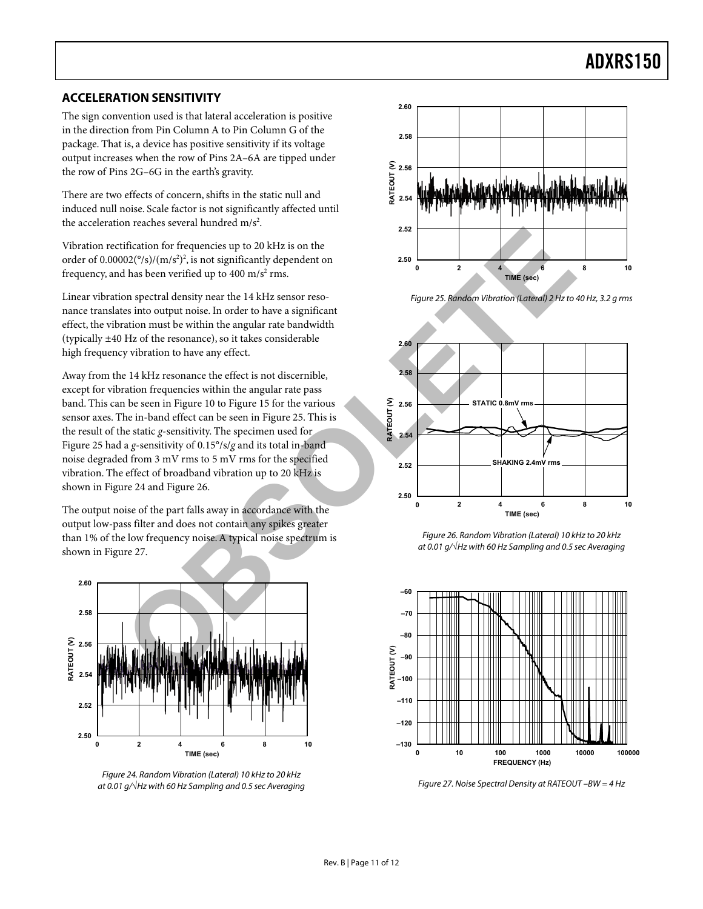## ACCELERATION SENSITIVITY

The sign convention used is that lateral acceleration is positive in the direction from Pin Column A to Pin Column G of the package. That is, a device has positive sensitivity if its voltage output increases when the row of Pins 2A–6A are tipped under the row of Pins 2G–6G in the earth's gravity.

There are two effects of concern, shifts in the static null and induced null noise. Scale factor is not significantly affected until the acceleration reaches several hundred $m/s^2$.

Vibration rectification for frequencies up to 20 kHz is on the order of $0.00002(°/s)/(m/s^2)^2$, is not significantly dependent on frequency, and has been verified up to 400 $m/s^2$ rms.

Linear vibration spectral density near the 14 kHz sensor resonance translates into output noise. In order to have a significant effect, the vibration must be within the angular rate bandwidth (typically ±40 Hz of the resonance), so it takes considerable high frequency vibration to have any effect.

Away from the 14 kHz resonance the effect is not discernible, except for vibration frequencies within the angular rate pass band. This can be seen in Figure 10 to Figure 15 for the various sensor axes. The in-band effect can be seen in Figure 25. This is the result of the static *g*-sensitivity. The specimen used for Figure 25 had a *g*-sensitivity of 0.15°/s/*g* and its total in-band noise degraded from 3 mV rms to 5 mV rms for the specified vibration. The effect of broadband vibration up to 20 kHz is shown in Figure 24 and Figure 26.

The output noise of the part falls away in accordance with the output low-pass filter and does not contain any spikes greater than 1% of the low frequency noise. A typical noise spectrum is shown in Figure 27.

*Figure 24. Random Vibration (Lateral) 10 kHz to 20 kHz at 0.01 g/√Hz with 60 Hz Sampling and 0.5 sec Averaging*

*Figure 25. Random Vibration (Lateral) 2 Hz to 40 Hz, 3.2 g rms*

*Figure 26. Random Vibration (Lateral) 10 kHz to 20 kHz at 0.01 g/√Hz with 60 Hz Sampling and 0.5 sec Averaging*

*Figure 27. Noise Spectral Density at RATEOUT –BW = 4 Hz*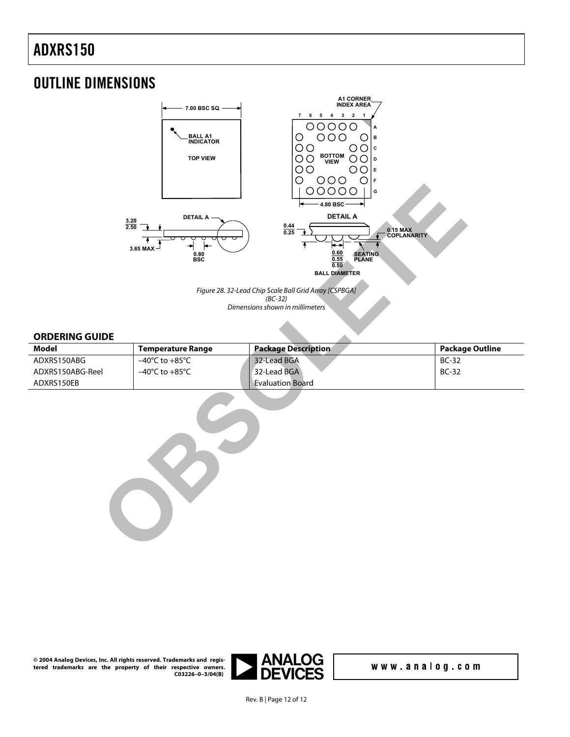## OUTLINE DIMENSIONS

7.00 BSC SQ

BALL A1 INDICATOR

TOP VIEW

A1 CORNER INDEX AREA

7 6 5 4 3 2 1

A
B
C
D
E
F
G

BOTTOM VIEW

4.80 BSC

DETAIL A

3.20
2.50

3.65 MAX

0.80 BSC

DETAIL A

0.44
0.25

0.15 MAX COPLANARITY

0.60
0.55
0.50

BALL DIAMETER

SEATING PLANE

*Figure 28. 32-Lead Chip Scale Ball Grid Array [CSPBGA] (BC-32) Dimensions shown in millimeters*

### ORDERING GUIDE

| Model | Temperature Range | Package Description | Package Outline |
|---|---|---|---|
| ADXRS150ABG | –40°C to +85°C | 32-Lead BGA | BC-32 |
| ADXRS150ABG-Reel | –40°C to +85°C | 32-Lead BGA | BC-32 |
| ADXRS150EB | | Evaluation Board | |

© 2004 Analog Devices, Inc. All rights reserved. Trademarks and registered trademarks are the property of their respective owners. C03226–0–3/04(B)